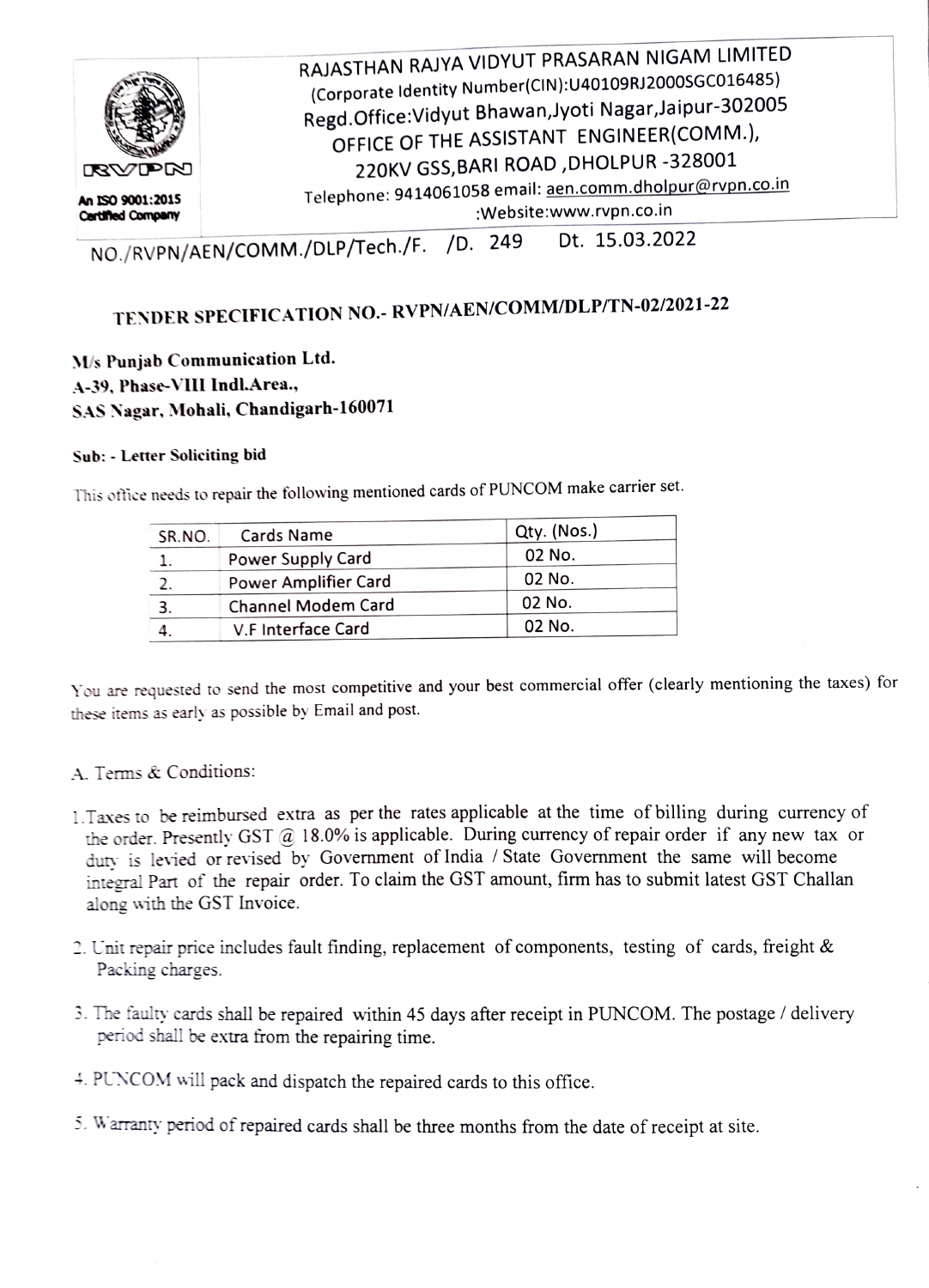RVPN

An ISO 9001:2015 Certified Company

# RAJASTHAN RAJYA VIDYUT PRASARAN NIGAM LIMITED

(Corporate Identity Number(CIN):U40109RJ2000SGC016485)

Regd.Office:Vidyut Bhawan,Jyoti Nagar,Jaipur-302005

OFFICE OF THE ASSISTANT ENGINEER(COMM.),

220KV GSS,BARI ROAD ,DHOLPUR -328001

Telephone: 9414061058 email: aen.comm.dholpur@rvpn.co.in

:Website:www.rvpn.co.in

NO./RVPN/AEN/COMM./DLP/Tech./F. /D. 249 Dt. 15.03.2022

## TENDER SPECIFICATION NO.- RVPN/AEN/COMM/DLP/TN-02/2021-22

**M/s Punjab Communication Ltd.**
**A-39, Phase-VIII Indl.Area.,**
**SAS Nagar, Mohali, Chandigarh-160071**

**Sub: - Letter Soliciting bid**

This office needs to repair the following mentioned cards of PUNCOM make carrier set.

| SR.NO. | Cards Name | Qty. (Nos.) |
| --- | --- | --- |
| 1. | Power Supply Card | 02 No. |
| 2. | Power Amplifier Card | 02 No. |
| 3. | Channel Modem Card | 02 No. |
| 4. | V.F Interface Card | 02 No. |

You are requested to send the most competitive and your best commercial offer (clearly mentioning the taxes) for these items as early as possible by Email and post.

A. Terms & Conditions:

1. Taxes to be reimbursed extra as per the rates applicable at the time of billing during currency of the order. Presently GST @ 18.0% is applicable. During currency of repair order if any new tax or duty is levied or revised by Government of India / State Government the same will become integral Part of the repair order. To claim the GST amount, firm has to submit latest GST Challan along with the GST Invoice.

2. Unit repair price includes fault finding, replacement of components, testing of cards, freight & Packing charges.

3. The faulty cards shall be repaired within 45 days after receipt in PUNCOM. The postage / delivery period shall be extra from the repairing time.

4. PUNCOM will pack and dispatch the repaired cards to this office.

5. Warranty period of repaired cards shall be three months from the date of receipt at site.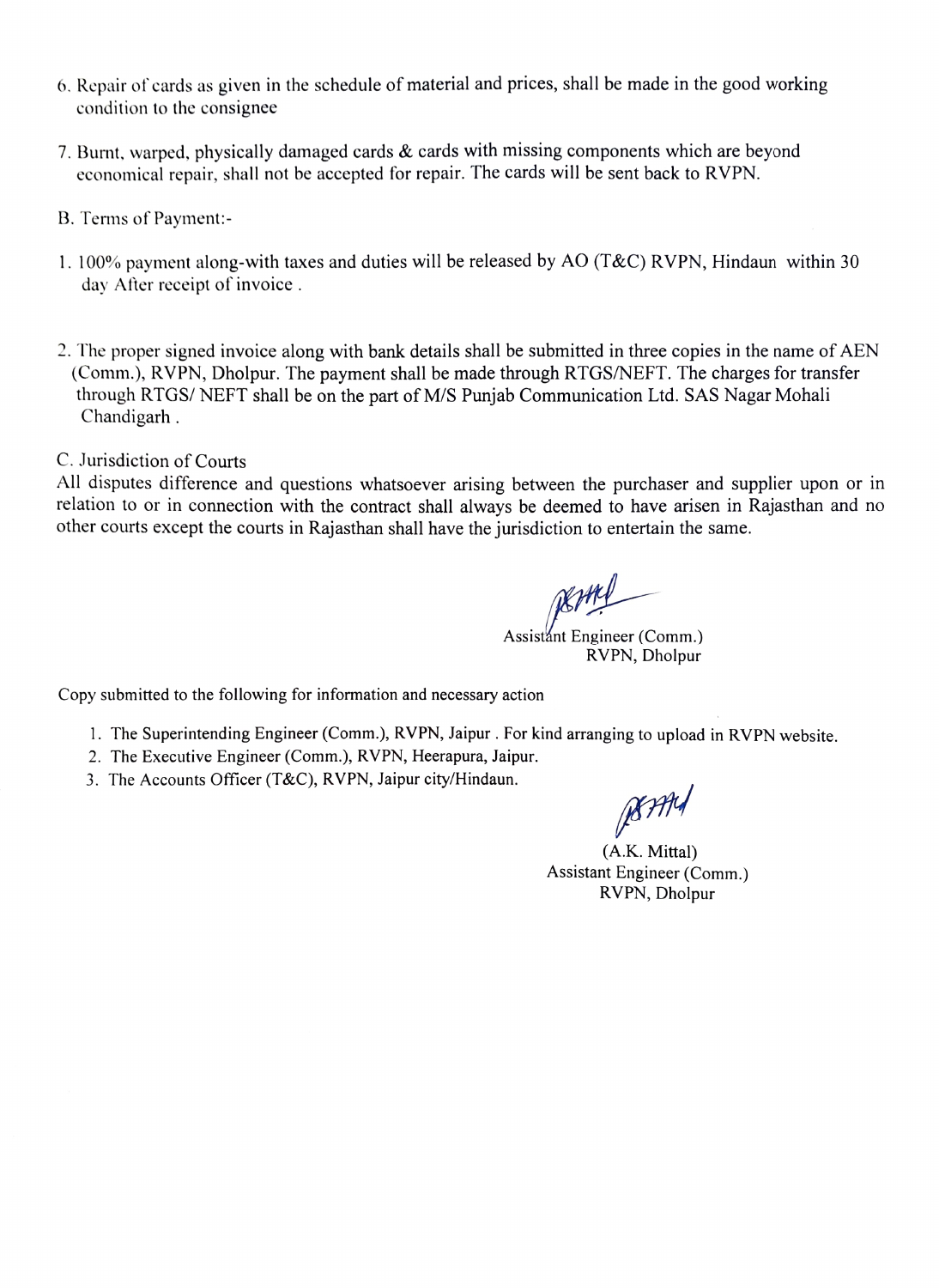6. Repair of cards as given in the schedule of material and prices, shall be made in the good working condition to the consignee

7. Burnt, warped, physically damaged cards & cards with missing components which are beyond economical repair, shall not be accepted for repair. The cards will be sent back to RVPN.

B. Terms of Payment:-

1. 100% payment along-with taxes and duties will be released by AO (T&C) RVPN, Hindaun within 30 day After receipt of invoice .

2. The proper signed invoice along with bank details shall be submitted in three copies in the name of AEN (Comm.), RVPN, Dholpur. The payment shall be made through RTGS/NEFT. The charges for transfer through RTGS/ NEFT shall be on the part of M/S Punjab Communication Ltd. SAS Nagar Mohali Chandigarh .

C. Jurisdiction of Courts

All disputes difference and questions whatsoever arising between the purchaser and supplier upon or in relation to or in connection with the contract shall always be deemed to have arisen in Rajasthan and no other courts except the courts in Rajasthan shall have the jurisdiction to entertain the same.

Assistant Engineer (Comm.)
RVPN, Dholpur

Copy submitted to the following for information and necessary action

1. The Superintending Engineer (Comm.), RVPN, Jaipur . For kind arranging to upload in RVPN website.
2. The Executive Engineer (Comm.), RVPN, Heerapura, Jaipur.
3. The Accounts Officer (T&C), RVPN, Jaipur city/Hindaun.

(A.K. Mittal)
Assistant Engineer (Comm.)
RVPN, Dholpur